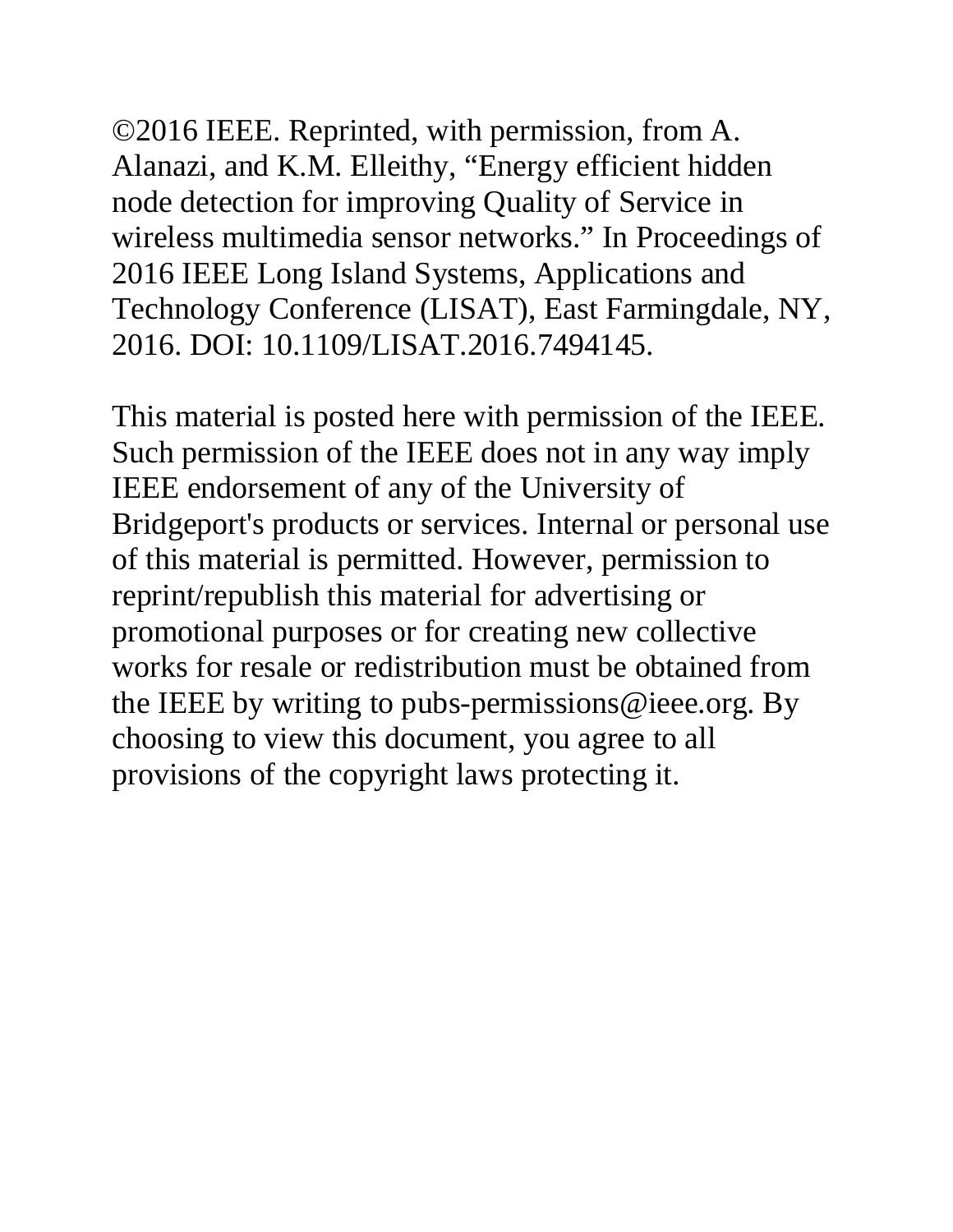©2016 IEEE. Reprinted, with permission, from A. Alanazi, and K.M. Elleithy, “Energy efficient hidden node detection for improving Quality of Service in wireless multimedia sensor networks.” In Proceedings of 2016 IEEE Long Island Systems, Applications and Technology Conference (LISAT), East Farmingdale, NY, 2016. DOI: 10.1109/LISAT.2016.7494145.

This material is posted here with permission of the IEEE. Such permission of the IEEE does not in any way imply IEEE endorsement of any of the University of Bridgeport's products or services. Internal or personal use of this material is permitted. However, permission to reprint/republish this material for advertising or promotional purposes or for creating new collective works for resale or redistribution must be obtained from the IEEE by writing to pubs-permissions@ieee.org. By choosing to view this document, you agree to all provisions of the copyright laws protecting it.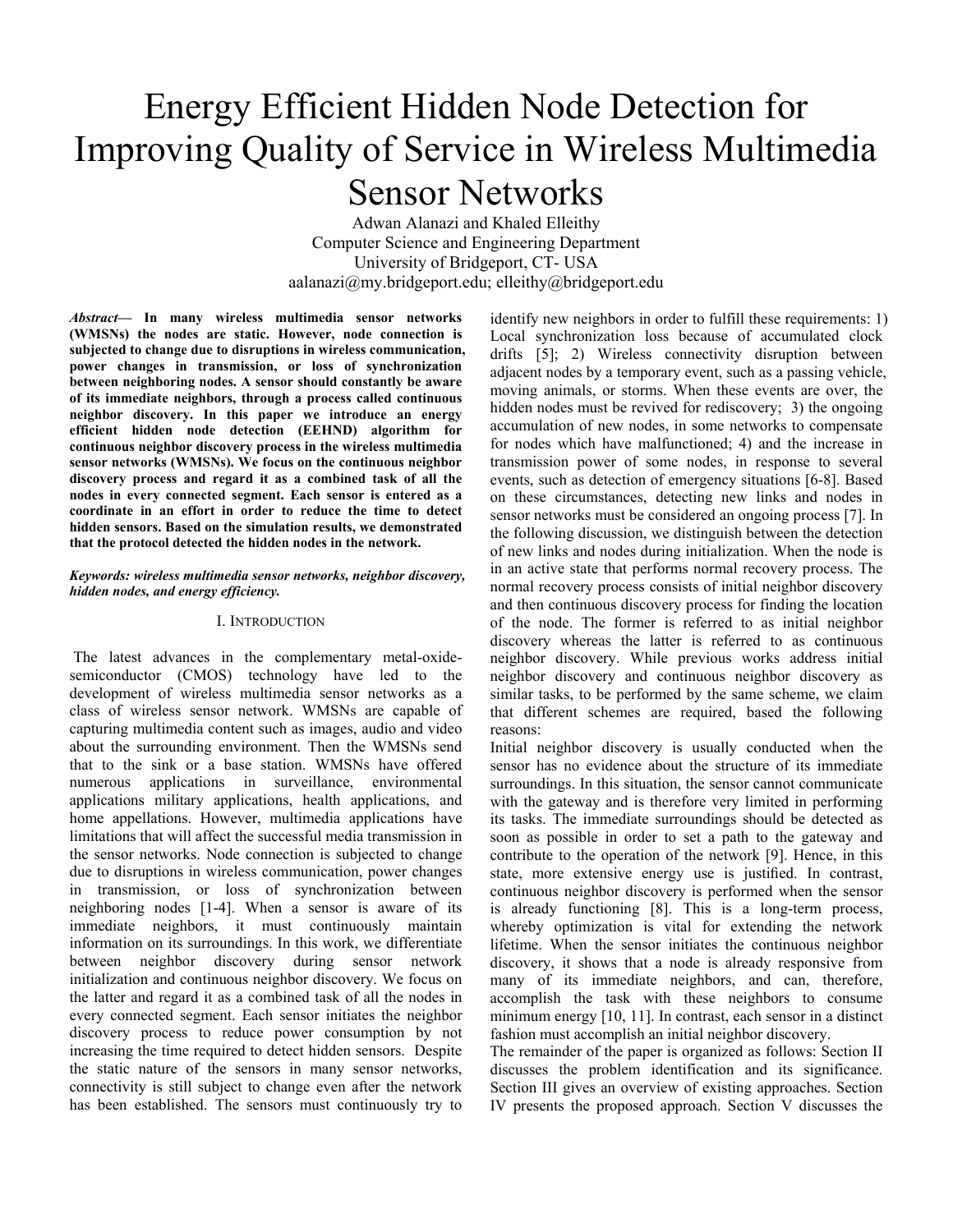# Energy Efficient Hidden Node Detection for Improving Quality of Service in Wireless Multimedia Sensor Networks

Adwan Alanazi and Khaled Elleithy
Computer Science and Engineering Department
University of Bridgeport, CT- USA
aalanazi@my.bridgeport.edu; elleithy@bridgeport.edu

***Abstract*— In many wireless multimedia sensor networks (WMSNs) the nodes are static. However, node connection is subjected to change due to disruptions in wireless communication, power changes in transmission, or loss of synchronization between neighboring nodes. A sensor should constantly be aware of its immediate neighbors, through a process called continuous neighbor discovery. In this paper we introduce an energy efficient hidden node detection (EEHND) algorithm for continuous neighbor discovery process in the wireless multimedia sensor networks (WMSNs). We focus on the continuous neighbor discovery process and regard it as a combined task of all the nodes in every connected segment. Each sensor is entered as a coordinate in an effort in order to reduce the time to detect hidden sensors. Based on the simulation results, we demonstrated that the protocol detected the hidden nodes in the network.**

***Keywords: wireless multimedia sensor networks, neighbor discovery, hidden nodes, and energy efficiency.***

## I. INTRODUCTION

The latest advances in the complementary metal-oxide-semiconductor (CMOS) technology have led to the development of wireless multimedia sensor networks as a class of wireless sensor network. WMSNs are capable of capturing multimedia content such as images, audio and video about the surrounding environment. Then the WMSNs send that to the sink or a base station. WMSNs have offered numerous applications in surveillance, environmental applications military applications, health applications, and home appellations. However, multimedia applications have limitations that will affect the successful media transmission in the sensor networks. Node connection is subjected to change due to disruptions in wireless communication, power changes in transmission, or loss of synchronization between neighboring nodes [1-4]. When a sensor is aware of its immediate neighbors, it must continuously maintain information on its surroundings. In this work, we differentiate between neighbor discovery during sensor network initialization and continuous neighbor discovery. We focus on the latter and regard it as a combined task of all the nodes in every connected segment. Each sensor initiates the neighbor discovery process to reduce power consumption by not increasing the time required to detect hidden sensors. Despite the static nature of the sensors in many sensor networks, connectivity is still subject to change even after the network has been established. The sensors must continuously try to identify new neighbors in order to fulfill these requirements: 1) Local synchronization loss because of accumulated clock drifts [5]; 2) Wireless connectivity disruption between adjacent nodes by a temporary event, such as a passing vehicle, moving animals, or storms. When these events are over, the hidden nodes must be revived for rediscovery; 3) the ongoing accumulation of new nodes, in some networks to compensate for nodes which have malfunctioned; 4) and the increase in transmission power of some nodes, in response to several events, such as detection of emergency situations [6-8]. Based on these circumstances, detecting new links and nodes in sensor networks must be considered an ongoing process [7]. In the following discussion, we distinguish between the detection of new links and nodes during initialization. When the node is in an active state that performs normal recovery process. The normal recovery process consists of initial neighbor discovery and then continuous discovery process for finding the location of the node. The former is referred to as initial neighbor discovery whereas the latter is referred to as continuous neighbor discovery. While previous works address initial neighbor discovery and continuous neighbor discovery as similar tasks, to be performed by the same scheme, we claim that different schemes are required, based the following reasons:

Initial neighbor discovery is usually conducted when the sensor has no evidence about the structure of its immediate surroundings. In this situation, the sensor cannot communicate with the gateway and is therefore very limited in performing its tasks. The immediate surroundings should be detected as soon as possible in order to set a path to the gateway and contribute to the operation of the network [9]. Hence, in this state, more extensive energy use is justified. In contrast, continuous neighbor discovery is performed when the sensor is already functioning [8]. This is a long-term process, whereby optimization is vital for extending the network lifetime. When the sensor initiates the continuous neighbor discovery, it shows that a node is already responsive from many of its immediate neighbors, and can, therefore, accomplish the task with these neighbors to consume minimum energy [10, 11]. In contrast, each sensor in a distinct fashion must accomplish an initial neighbor discovery.

The remainder of the paper is organized as follows: Section II discusses the problem identification and its significance. Section III gives an overview of existing approaches. Section IV presents the proposed approach. Section V discusses the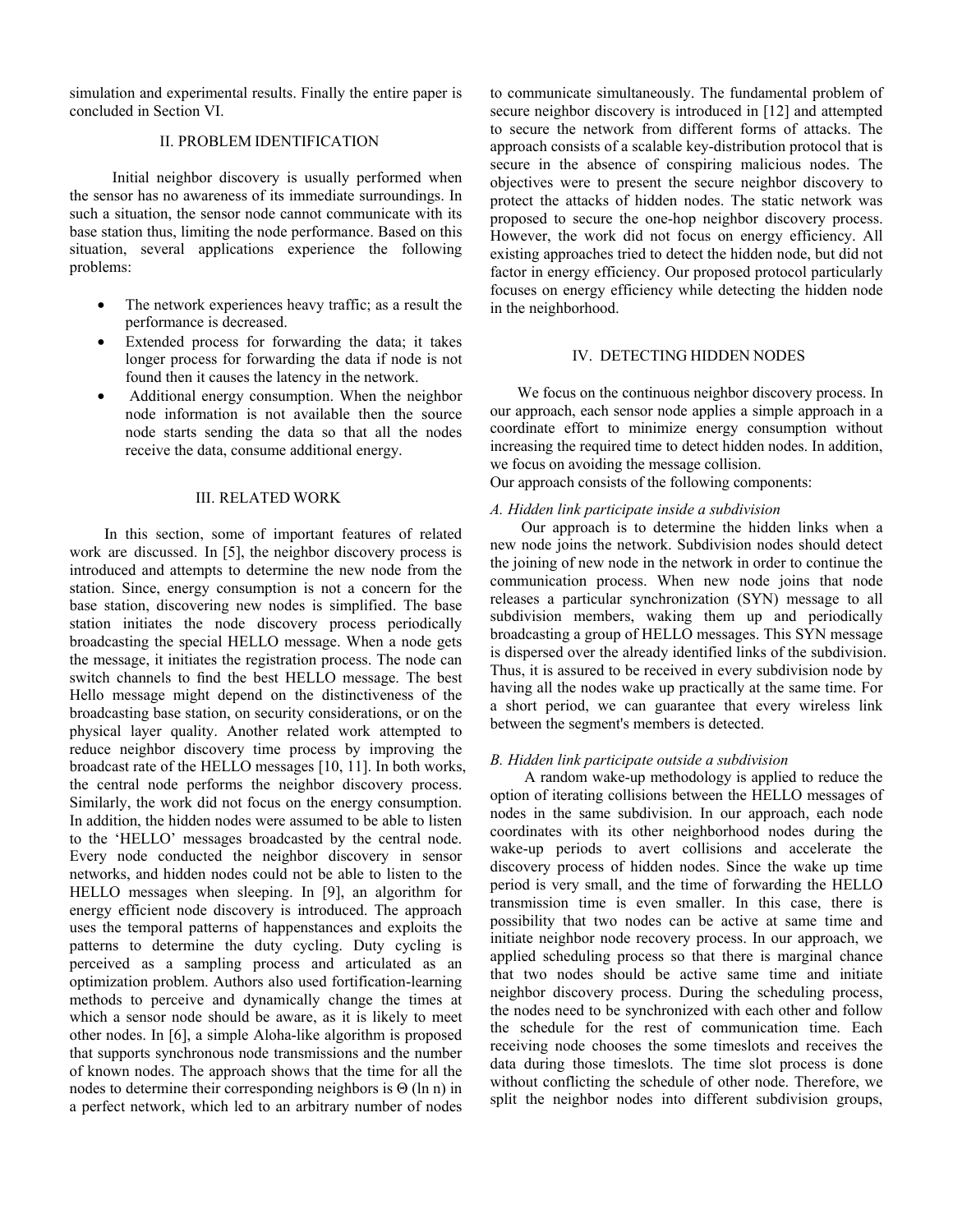simulation and experimental results. Finally the entire paper is concluded in Section VI.

## II. PROBLEM IDENTIFICATION

Initial neighbor discovery is usually performed when the sensor has no awareness of its immediate surroundings. In such a situation, the sensor node cannot communicate with its base station thus, limiting the node performance. Based on this situation, several applications experience the following problems:

- The network experiences heavy traffic; as a result the performance is decreased.
- Extended process for forwarding the data; it takes longer process for forwarding the data if node is not found then it causes the latency in the network.
- Additional energy consumption. When the neighbor node information is not available then the source node starts sending the data so that all the nodes receive the data, consume additional energy.

## III. RELATED WORK

In this section, some of important features of related work are discussed. In [5], the neighbor discovery process is introduced and attempts to determine the new node from the station. Since, energy consumption is not a concern for the base station, discovering new nodes is simplified. The base station initiates the node discovery process periodically broadcasting the special HELLO message. When a node gets the message, it initiates the registration process. The node can switch channels to find the best HELLO message. The best Hello message might depend on the distinctiveness of the broadcasting base station, on security considerations, or on the physical layer quality. Another related work attempted to reduce neighbor discovery time process by improving the broadcast rate of the HELLO messages [10, 11]. In both works, the central node performs the neighbor discovery process. Similarly, the work did not focus on the energy consumption. In addition, the hidden nodes were assumed to be able to listen to the 'HELLO' messages broadcasted by the central node. Every node conducted the neighbor discovery in sensor networks, and hidden nodes could not be able to listen to the HELLO messages when sleeping. In [9], an algorithm for energy efficient node discovery is introduced. The approach uses the temporal patterns of happenstances and exploits the patterns to determine the duty cycling. Duty cycling is perceived as a sampling process and articulated as an optimization problem. Authors also used fortification-learning methods to perceive and dynamically change the times at which a sensor node should be aware, as it is likely to meet other nodes. In [6], a simple Aloha-like algorithm is proposed that supports synchronous node transmissions and the number of known nodes. The approach shows that the time for all the nodes to determine their corresponding neighbors is $\Theta$ (ln n) in a perfect network, which led to an arbitrary number of nodes to communicate simultaneously. The fundamental problem of secure neighbor discovery is introduced in [12] and attempted to secure the network from different forms of attacks. The approach consists of a scalable key-distribution protocol that is secure in the absence of conspiring malicious nodes. The objectives were to present the secure neighbor discovery to protect the attacks of hidden nodes. The static network was proposed to secure the one-hop neighbor discovery process. However, the work did not focus on energy efficiency. All existing approaches tried to detect the hidden node, but did not factor in energy efficiency. Our proposed protocol particularly focuses on energy efficiency while detecting the hidden node in the neighborhood.

## IV. DETECTING HIDDEN NODES

We focus on the continuous neighbor discovery process. In our approach, each sensor node applies a simple approach in a coordinate effort to minimize energy consumption without increasing the required time to detect hidden nodes. In addition, we focus on avoiding the message collision.

Our approach consists of the following components:

### *A. Hidden link participate inside a subdivision*

Our approach is to determine the hidden links when a new node joins the network. Subdivision nodes should detect the joining of new node in the network in order to continue the communication process. When new node joins that node releases a particular synchronization (SYN) message to all subdivision members, waking them up and periodically broadcasting a group of HELLO messages. This SYN message is dispersed over the already identified links of the subdivision. Thus, it is assured to be received in every subdivision node by having all the nodes wake up practically at the same time. For a short period, we can guarantee that every wireless link between the segment's members is detected.

### *B. Hidden link participate outside a subdivision*

A random wake-up methodology is applied to reduce the option of iterating collisions between the HELLO messages of nodes in the same subdivision. In our approach, each node coordinates with its other neighborhood nodes during the wake-up periods to avert collisions and accelerate the discovery process of hidden nodes. Since the wake up time period is very small, and the time of forwarding the HELLO transmission time is even smaller. In this case, there is possibility that two nodes can be active at same time and initiate neighbor node recovery process. In our approach, we applied scheduling process so that there is marginal chance that two nodes should be active same time and initiate neighbor discovery process. During the scheduling process, the nodes need to be synchronized with each other and follow the schedule for the rest of communication time. Each receiving node chooses the some timeslots and receives the data during those timeslots. The time slot process is done without conflicting the schedule of other node. Therefore, we split the neighbor nodes into different subdivision groups,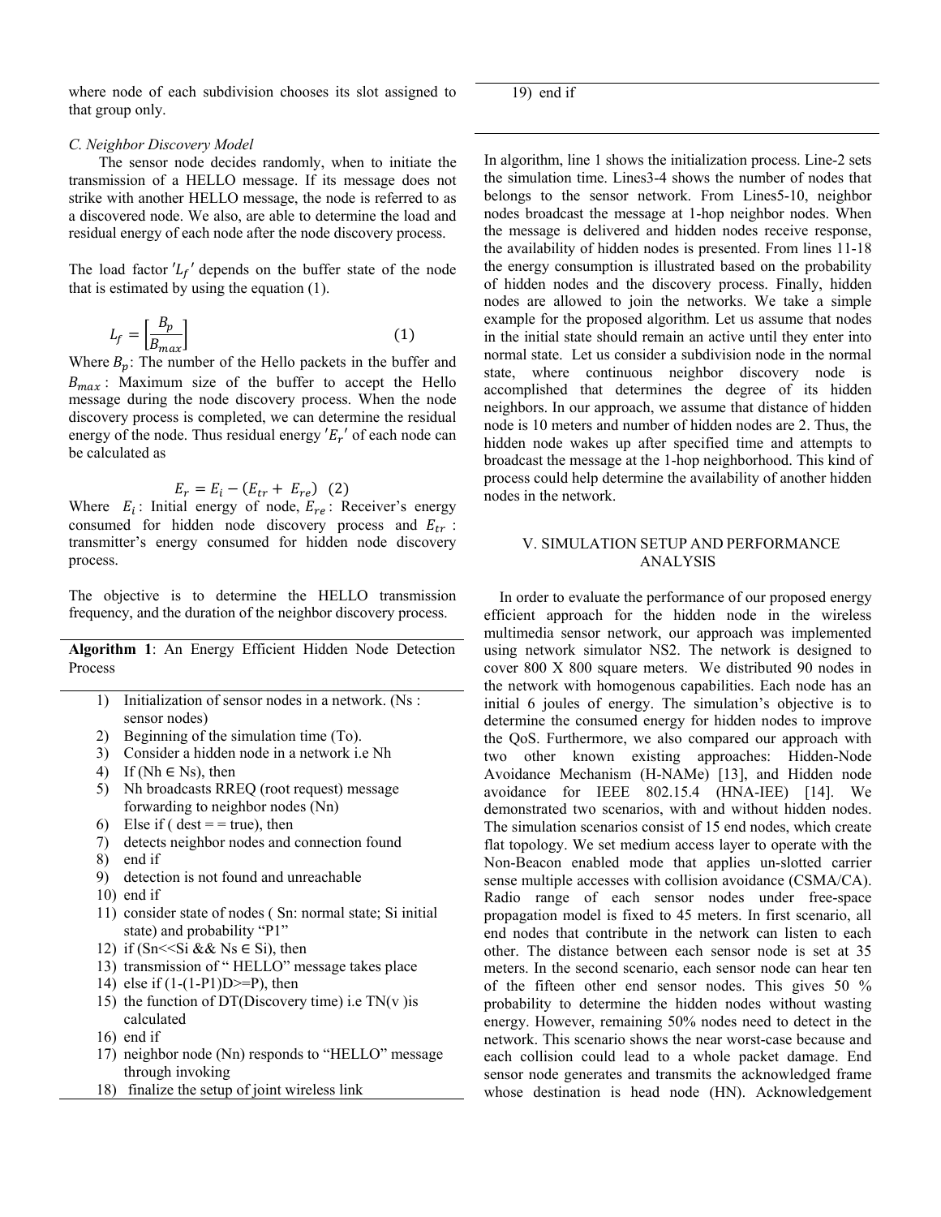where node of each subdivision chooses its slot assigned to that group only.

### *C. Neighbor Discovery Model*

The sensor node decides randomly, when to initiate the transmission of a HELLO message. If its message does not strike with another HELLO message, the node is referred to as a discovered node. We also, are able to determine the load and residual energy of each node after the node discovery process.

The load factor $'L_f'$ depends on the buffer state of the node that is estimated by using the equation (1).

$$L_f = \left[\frac{B_p}{B_{max}}\right] \quad (1)$$

Where $B_p$: The number of the Hello packets in the buffer and $B_{max}$ : Maximum size of the buffer to accept the Hello message during the node discovery process. When the node discovery process is completed, we can determine the residual energy of the node. Thus residual energy $'E_r'$ of each node can be calculated as

$$E_r = E_i - (E_{tr} + E_{re}) \quad (2)$$

Where $E_i$ : Initial energy of node, $E_{re}$ : Receiver's energy consumed for hidden node discovery process and $E_{tr}$ : transmitter's energy consumed for hidden node discovery process.

The objective is to determine the HELLO transmission frequency, and the duration of the neighbor discovery process.

**Algorithm 1**: An Energy Efficient Hidden Node Detection Process

1) Initialization of sensor nodes in a network. (Ns : sensor nodes)
2) Beginning of the simulation time (To).
3) Consider a hidden node in a network i.e Nh
4) If (Nh ∈ Ns), then
5) Nh broadcasts RREQ (root request) message forwarding to neighbor nodes (Nn)
6) Else if ( dest = = true), then
7) detects neighbor nodes and connection found
8) end if
9) detection is not found and unreachable
10) end if
11) consider state of nodes ( Sn: normal state; Si initial state) and probability "P1"
12) if (Sn<<Si && Ns ∈ Si), then
13) transmission of " HELLO" message takes place
14) else if (1-(1-P1)D>=P), then
15) the function of DT(Discovery time) i.e TN(v )is calculated
16) end if
17) neighbor node (Nn) responds to "HELLO" message through invoking
18) finalize the setup of joint wireless link
19) end if

In algorithm, line 1 shows the initialization process. Line-2 sets the simulation time. Lines3-4 shows the number of nodes that belongs to the sensor network. From Lines5-10, neighbor nodes broadcast the message at 1-hop neighbor nodes. When the message is delivered and hidden nodes receive response, the availability of hidden nodes is presented. From lines 11-18 the energy consumption is illustrated based on the probability of hidden nodes and the discovery process. Finally, hidden nodes are allowed to join the networks. We take a simple example for the proposed algorithm. Let us assume that nodes in the initial state should remain an active until they enter into normal state. Let us consider a subdivision node in the normal state, where continuous neighbor discovery node is accomplished that determines the degree of its hidden neighbors. In our approach, we assume that distance of hidden node is 10 meters and number of hidden nodes are 2. Thus, the hidden node wakes up after specified time and attempts to broadcast the message at the 1-hop neighborhood. This kind of process could help determine the availability of another hidden nodes in the network.

## V. SIMULATION SETUP AND PERFORMANCE ANALYSIS

In order to evaluate the performance of our proposed energy efficient approach for the hidden node in the wireless multimedia sensor network, our approach was implemented using network simulator NS2. The network is designed to cover 800 X 800 square meters. We distributed 90 nodes in the network with homogenous capabilities. Each node has an initial 6 joules of energy. The simulation's objective is to determine the consumed energy for hidden nodes to improve the QoS. Furthermore, we also compared our approach with two other known existing approaches: Hidden-Node Avoidance Mechanism (H-NAMe) [13], and Hidden node avoidance for IEEE 802.15.4 (HNA-IEE) [14]. We demonstrated two scenarios, with and without hidden nodes. The simulation scenarios consist of 15 end nodes, which create flat topology. We set medium access layer to operate with the Non-Beacon enabled mode that applies un-slotted carrier sense multiple accesses with collision avoidance (CSMA/CA). Radio range of each sensor nodes under free-space propagation model is fixed to 45 meters. In first scenario, all end nodes that contribute in the network can listen to each other. The distance between each sensor node is set at 35 meters. In the second scenario, each sensor node can hear ten of the fifteen other end sensor nodes. This gives 50 % probability to determine the hidden nodes without wasting energy. However, remaining 50% nodes need to detect in the network. This scenario shows the near worst-case because and each collision could lead to a whole packet damage. End sensor node generates and transmits the acknowledged frame whose destination is head node (HN). Acknowledgement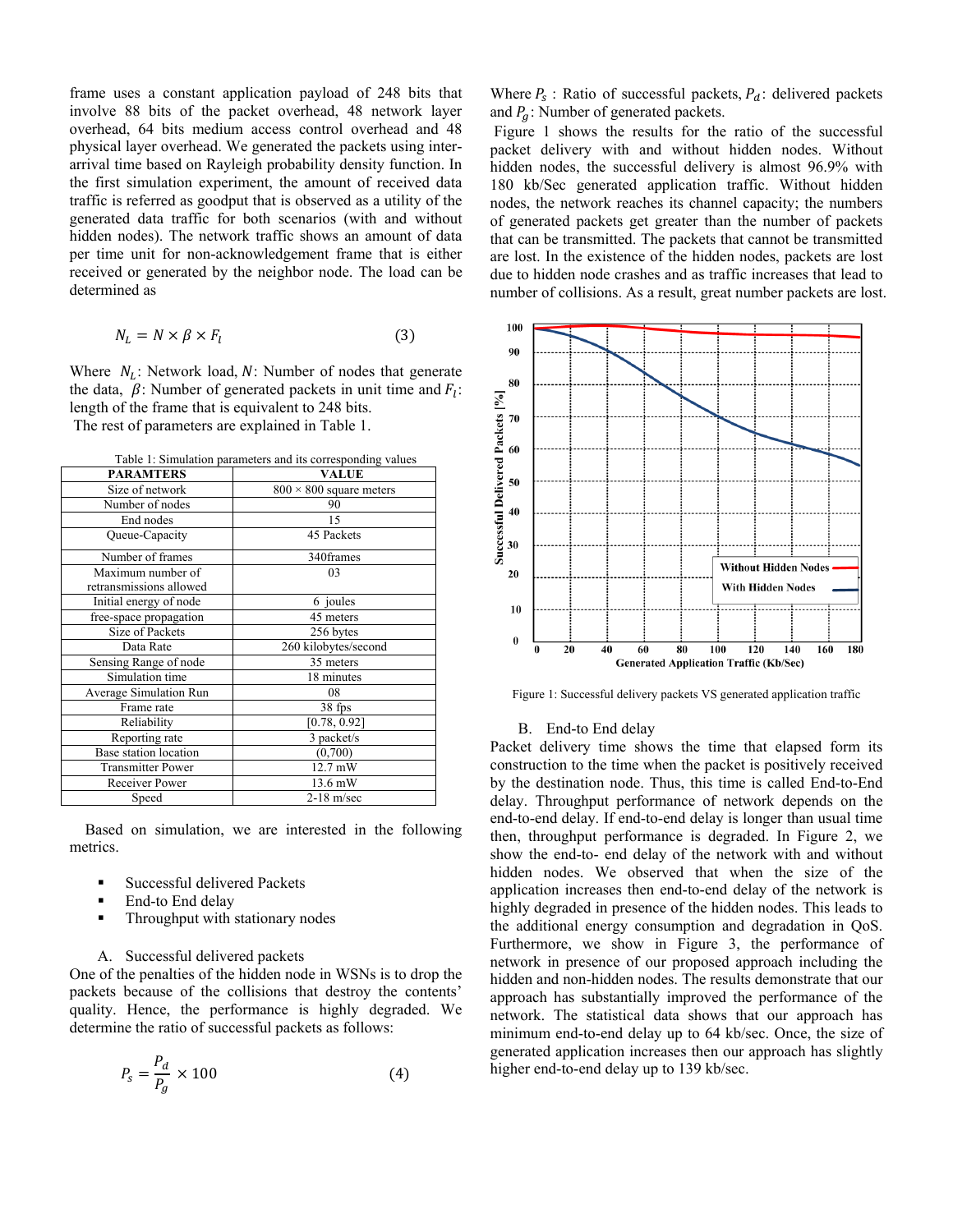frame uses a constant application payload of 248 bits that involve 88 bits of the packet overhead, 48 network layer overhead, 64 bits medium access control overhead and 48 physical layer overhead. We generated the packets using inter-arrival time based on Rayleigh probability density function. In the first simulation experiment, the amount of received data traffic is referred as goodput that is observed as a utility of the generated data traffic for both scenarios (with and without hidden nodes). The network traffic shows an amount of data per time unit for non-acknowledgement frame that is either received or generated by the neighbor node. The load can be determined as

$$N_L = N \times \beta \times F_l \qquad (3)$$

Where $N_L$: Network load, $N$: Number of nodes that generate the data, $\beta$: Number of generated packets in unit time and $F_l$: length of the frame that is equivalent to 248 bits.

The rest of parameters are explained in Table 1.

Table 1: Simulation parameters and its corresponding values

| PARAMTERS | VALUE |
|---|---|
| Size of network | 800 × 800 square meters |
| Number of nodes | 90 |
| End nodes | 15 |
| Queue-Capacity | 45 Packets |
| Number of frames | 340frames |
| Maximum number of retransmissions allowed | 03 |
| Initial energy of node | 6 joules |
| free-space propagation | 45 meters |
| Size of Packets | 256 bytes |
| Data Rate | 260 kilobytes/second |
| Sensing Range of node | 35 meters |
| Simulation time | 18 minutes |
| Average Simulation Run | 08 |
| Frame rate | 38 fps |
| Reliability | [0.78, 0.92] |
| Reporting rate | 3 packet/s |
| Base station location | (0,700) |
| Transmitter Power | 12.7 mW |
| Receiver Power | 13.6 mW |
| Speed | 2-18 m/sec |

Based on simulation, we are interested in the following metrics.

- Successful delivered Packets
- End-to End delay
- Throughput with stationary nodes

### A. Successful delivered packets

One of the penalties of the hidden node in WSNs is to drop the packets because of the collisions that destroy the contents' quality. Hence, the performance is highly degraded. We determine the ratio of successful packets as follows:

$$P_s = \frac{P_d}{P_g} \times 100 \qquad (4)$$

Where $P_s$ : Ratio of successful packets, $P_d$: delivered packets and $P_g$: Number of generated packets.

Figure 1 shows the results for the ratio of the successful packet delivery with and without hidden nodes. Without hidden nodes, the successful delivery is almost 96.9% with 180 kb/Sec generated application traffic. Without hidden nodes, the network reaches its channel capacity; the numbers of generated packets get greater than the number of packets that can be transmitted. The packets that cannot be transmitted are lost. In the existence of the hidden nodes, packets are lost due to hidden node crashes and as traffic increases that lead to number of collisions. As a result, great number packets are lost.

Successful Delivered Packets [%]
100
90
80
70
60
50
40
30
20
10
0
0 20 40 60 80 100 120 140 160 180
Generated Application Traffic (Kb/Sec)
Without Hidden Nodes
With Hidden Nodes

Figure 1: Successful delivery packets VS generated application traffic

### B. End-to End delay

Packet delivery time shows the time that elapsed form its construction to the time when the packet is positively received by the destination node. Thus, this time is called End-to-End delay. Throughput performance of network depends on the end-to-end delay. If end-to-end delay is longer than usual time then, throughput performance is degraded. In Figure 2, we show the end-to- end delay of the network with and without hidden nodes. We observed that when the size of the application increases then end-to-end delay of the network is highly degraded in presence of the hidden nodes. This leads to the additional energy consumption and degradation in QoS. Furthermore, we show in Figure 3, the performance of network in presence of our proposed approach including the hidden and non-hidden nodes. The results demonstrate that our approach has substantially improved the performance of the network. The statistical data shows that our approach has minimum end-to-end delay up to 64 kb/sec. Once, the size of generated application increases then our approach has slightly higher end-to-end delay up to 139 kb/sec.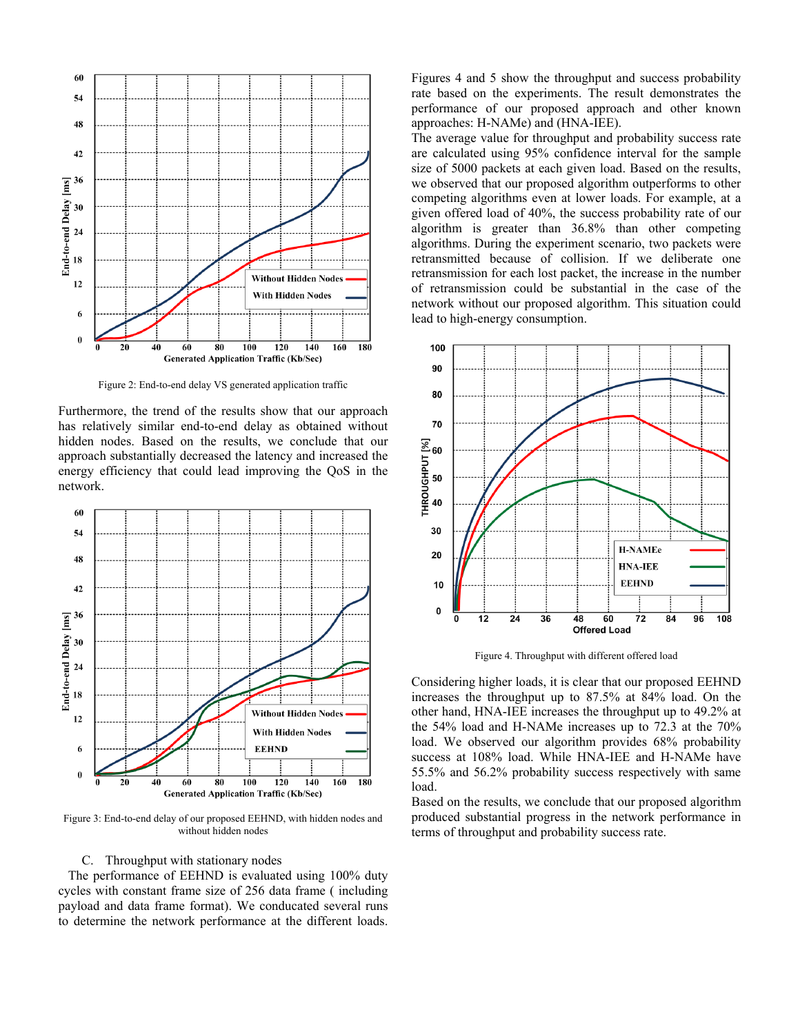60
54
48
42
36
30
24
18
12
6
0

End-to-end Delay [ms]

0 20 40 60 80 100 120 140 160 180

Generated Application Traffic (Kb/Sec)

Without Hidden Nodes
With Hidden Nodes

Figure 2: End-to-end delay VS generated application traffic

Furthermore, the trend of the results show that our approach has relatively similar end-to-end delay as obtained without hidden nodes. Based on the results, we conclude that our approach substantially decreased the latency and increased the energy efficiency that could lead improving the QoS in the network.

60
54
48
42
36
30
24
18
12
6
0

End-to-end Delay [ms]

0 20 40 60 80 100 120 140 160 180

Generated Application Traffic (Kb/Sec)

Without Hidden Nodes
With Hidden Nodes
EEHND

Figure 3: End-to-end delay of our proposed EEHND, with hidden nodes and without hidden nodes

C. Throughput with stationary nodes

The performance of EEHND is evaluated using 100% duty cycles with constant frame size of 256 data frame ( including payload and data frame format). We conducated several runs to determine the network performance at the different loads.

Figures 4 and 5 show the throughput and success probability rate based on the experiments. The result demonstrates the performance of our proposed approach and other known approaches: H-NAMe) and (HNA-IEE).

The average value for throughput and probability success rate are calculated using 95% confidence interval for the sample size of 5000 packets at each given load. Based on the results, we observed that our proposed algorithm outperforms to other competing algorithms even at lower loads. For example, at a given offered load of 40%, the success probability rate of our algorithm is greater than 36.8% than other competing algorithms. During the experiment scenario, two packets were retransmitted because of collision. If we deliberate one retransmission for each lost packet, the increase in the number of retransmission could be substantial in the case of the network without our proposed algorithm. This situation could lead to high-energy consumption.

100
90
80
70
60
50
40
30
20
10
0

THROUGHPUT [%]

0 12 24 36 48 60 72 84 96 108

Offered Load

H-NAMEe
HNA-IEE
EEHND

Figure 4. Throughput with different offered load

Considering higher loads, it is clear that our proposed EEHND increases the throughput up to 87.5% at 84% load. On the other hand, HNA-IEE increases the throughput up to 49.2% at the 54% load and H-NAMe increases up to 72.3 at the 70% load. We observed our algorithm provides 68% probability success at 108% load. While HNA-IEE and H-NAMe have 55.5% and 56.2% probability success respectively with same load.

Based on the results, we conclude that our proposed algorithm produced substantial progress in the network performance in terms of throughput and probability success rate.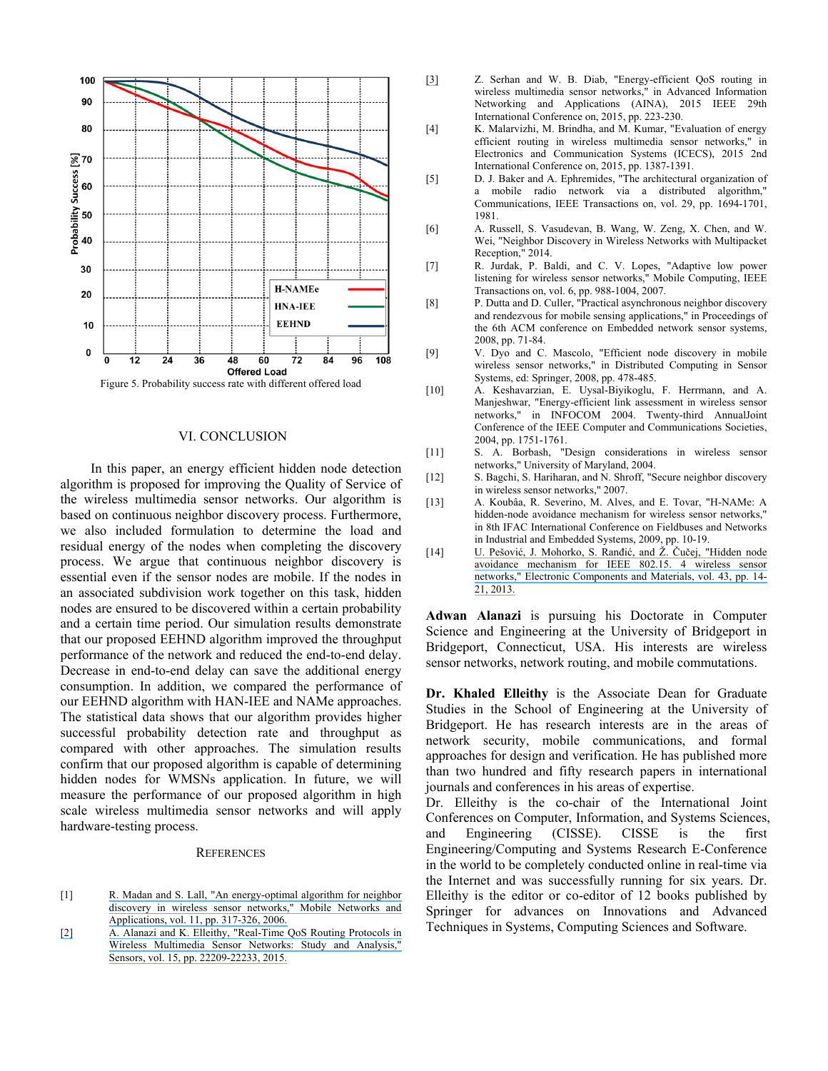100
90
80
70
60
50
40
30
20
10
0

Probability Success [%]

0 12 24 36 48 60 72 84 96 108

Offered Load

H-NAMEe
HNA-IEE
EEHND

Figure 5. Probability success rate with different offered load

## VI. CONCLUSION

In this paper, an energy efficient hidden node detection algorithm is proposed for improving the Quality of Service of the wireless multimedia sensor networks. Our algorithm is based on continuous neighbor discovery process. Furthermore, we also included formulation to determine the load and residual energy of the nodes when completing the discovery process. We argue that continuous neighbor discovery is essential even if the sensor nodes are mobile. If the nodes in an associated subdivision work together on this task, hidden nodes are ensured to be discovered within a certain probability and a certain time period. Our simulation results demonstrate that our proposed EEHND algorithm improved the throughput performance of the network and reduced the end-to-end delay. Decrease in end-to-end delay can save the additional energy consumption. In addition, we compared the performance of our EEHND algorithm with HAN-IEE and NAMe approaches. The statistical data shows that our algorithm provides higher successful probability detection rate and throughput as compared with other approaches. The simulation results confirm that our proposed algorithm is capable of determining hidden nodes for WMSNs application. In future, we will measure the performance of our proposed algorithm in high scale wireless multimedia sensor networks and will apply hardware-testing process.

## REFERENCES

[1] R. Madan and S. Lall, "An energy-optimal algorithm for neighbor discovery in wireless sensor networks," Mobile Networks and Applications, vol. 11, pp. 317-326, 2006.

[2] A. Alanazi and K. Elleithy, "Real-Time QoS Routing Protocols in Wireless Multimedia Sensor Networks: Study and Analysis," Sensors, vol. 15, pp. 22209-22233, 2015.

[3] Z. Serhan and W. B. Diab, "Energy-efficient QoS routing in wireless multimedia sensor networks," in Advanced Information Networking and Applications (AINA), 2015 IEEE 29th International Conference on, 2015, pp. 223-230.

[4] K. Malarvizhi, M. Brindha, and M. Kumar, "Evaluation of energy efficient routing in wireless multimedia sensor networks," in Electronics and Communication Systems (ICECS), 2015 2nd International Conference on, 2015, pp. 1387-1391.

[5] D. J. Baker and A. Ephremides, "The architectural organization of a mobile radio network via a distributed algorithm," Communications, IEEE Transactions on, vol. 29, pp. 1694-1701, 1981.

[6] A. Russell, S. Vasudevan, B. Wang, W. Zeng, X. Chen, and W. Wei, "Neighbor Discovery in Wireless Networks with Multipacket Reception," 2014.

[7] R. Jurdak, P. Baldi, and C. V. Lopes, "Adaptive low power listening for wireless sensor networks," Mobile Computing, IEEE Transactions on, vol. 6, pp. 988-1004, 2007.

[8] P. Dutta and D. Culler, "Practical asynchronous neighbor discovery and rendezvous for mobile sensing applications," in Proceedings of the 6th ACM conference on Embedded network sensor systems, 2008, pp. 71-84.

[9] V. Dyo and C. Mascolo, "Efficient node discovery in mobile wireless sensor networks," in Distributed Computing in Sensor Systems, ed: Springer, 2008, pp. 478-485.

[10] A. Keshavarzian, E. Uysal-Biyikoglu, F. Herrmann, and A. Manjeshwar, "Energy-efficient link assessment in wireless sensor networks," in INFOCOM 2004. Twenty-third AnnualJoint Conference of the IEEE Computer and Communications Societies, 2004, pp. 1751-1761.

[11] S. A. Borbash, "Design considerations in wireless sensor networks," University of Maryland, 2004.

[12] S. Bagchi, S. Hariharan, and N. Shroff, "Secure neighbor discovery in wireless sensor networks," 2007.

[13] A. Koubâa, R. Severino, M. Alves, and E. Tovar, "H-NAMe: A hidden-node avoidance mechanism for wireless sensor networks," in 8th IFAC International Conference on Fieldbuses and Networks in Industrial and Embedded Systems, 2009, pp. 10-19.

[14] U. Pešović, J. Mohorko, S. Randić, and Ž. Čučej, "Hidden node avoidance mechanism for IEEE 802.15. 4 wireless sensor networks," Electronic Components and Materials, vol. 43, pp. 14-21, 2013.

**Adwan Alanazi** is pursuing his Doctorate in Computer Science and Engineering at the University of Bridgeport in Bridgeport, Connecticut, USA. His interests are wireless sensor networks, network routing, and mobile commutations.

**Dr. Khaled Elleithy** is the Associate Dean for Graduate Studies in the School of Engineering at the University of Bridgeport. He has research interests are in the areas of network security, mobile communications, and formal approaches for design and verification. He has published more than two hundred and fifty research papers in international journals and conferences in his areas of expertise.

Dr. Elleithy is the co-chair of the International Joint Conferences on Computer, Information, and Systems Sciences, and Engineering (CISSE). CISSE is the first Engineering/Computing and Systems Research E-Conference in the world to be completely conducted online in real-time via the Internet and was successfully running for six years. Dr. Elleithy is the editor or co-editor of 12 books published by Springer for advances on Innovations and Advanced Techniques in Systems, Computing Sciences and Software.